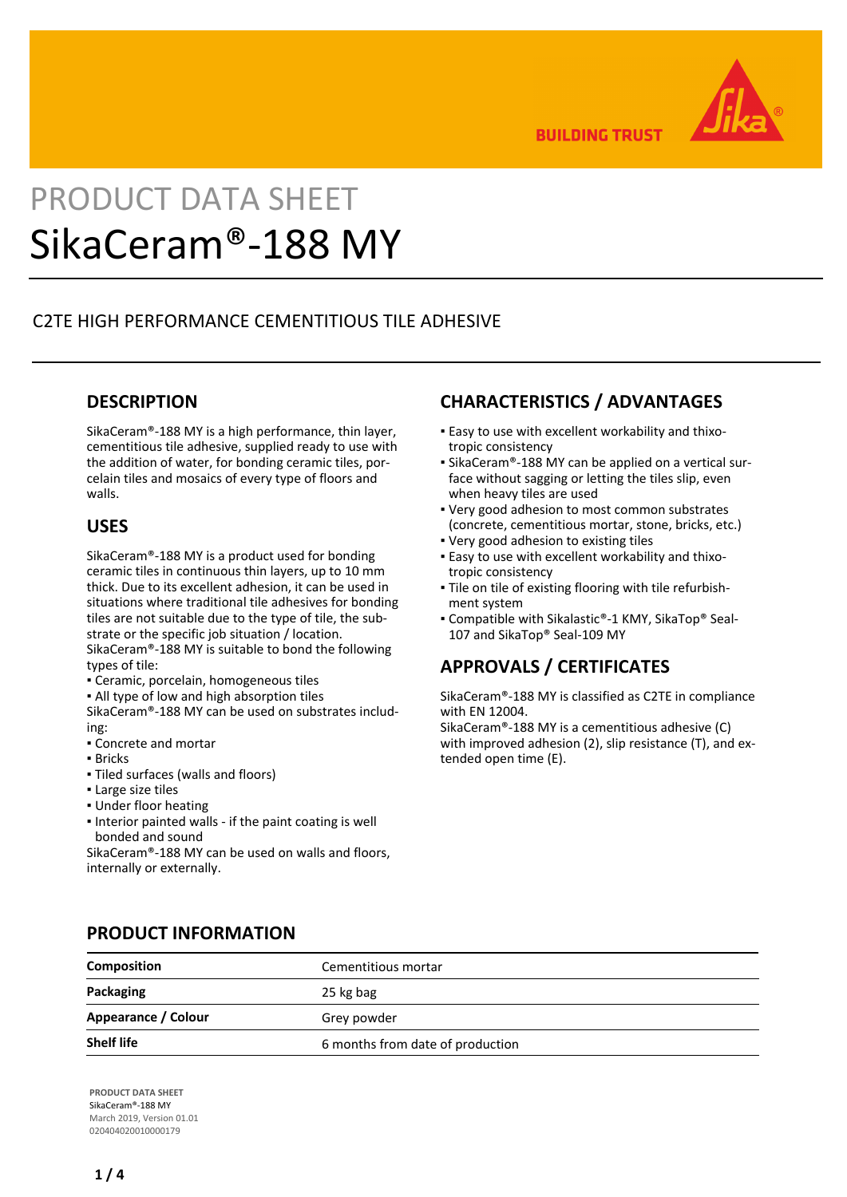# PRODUCT DATA SHEET

# SikaCeram®-188 MY

## C2TE HIGH PERFORMANCE CEMENTITIOUS TILE ADHESIVE

## DESCRIPTION

SikaCeram®-188 MY is a high performance, thin layer, cementitious tile adhesive, supplied ready to use with the addition of water, for bonding ceramic tiles, porcelain tiles and mosaics of every type of floors and walls.

## USES

SikaCeram®-188 MY is a product used for bonding ceramic tiles in continuous thin layers, up to 10 mm thick. Due to its excellent adhesion, it can be used in situations where traditional tile adhesives for bonding tiles are not suitable due to the type of tile, the substrate or the specific job situation / location.
SikaCeram®-188 MY is suitable to bond the following types of tile:

- Ceramic, porcelain, homogeneous tiles
- All type of low and high absorption tiles

SikaCeram®-188 MY can be used on substrates including:

- Concrete and mortar
- Bricks
- Tiled surfaces (walls and floors)
- Large size tiles
- Under floor heating
- Interior painted walls - if the paint coating is well bonded and sound

SikaCeram®-188 MY can be used on walls and floors, internally or externally.

## CHARACTERISTICS / ADVANTAGES

- Easy to use with excellent workability and thixotropic consistency
- SikaCeram®-188 MY can be applied on a vertical surface without sagging or letting the tiles slip, even when heavy tiles are used
- Very good adhesion to most common substrates (concrete, cementitious mortar, stone, bricks, etc.)
- Very good adhesion to existing tiles
- Easy to use with excellent workability and thixotropic consistency
- Tile on tile of existing flooring with tile refurbishment system
- Compatible with Sikalastic®-1 KMY, SikaTop® Seal-107 and SikaTop® Seal-109 MY

## APPROVALS / CERTIFICATES

SikaCeram®-188 MY is classified as C2TE in compliance with EN 12004.
SikaCeram®-188 MY is a cementitious adhesive (C) with improved adhesion (2), slip resistance (T), and extended open time (E).

## PRODUCT INFORMATION

| | |
|---|---|
| **Composition** | Cementitious mortar |
| **Packaging** | 25 kg bag |
| **Appearance / Colour** | Grey powder |
| **Shelf life** | 6 months from date of production |

**PRODUCT DATA SHEET**
SikaCeram®-188 MY
March 2019, Version 01.01
020404020010000179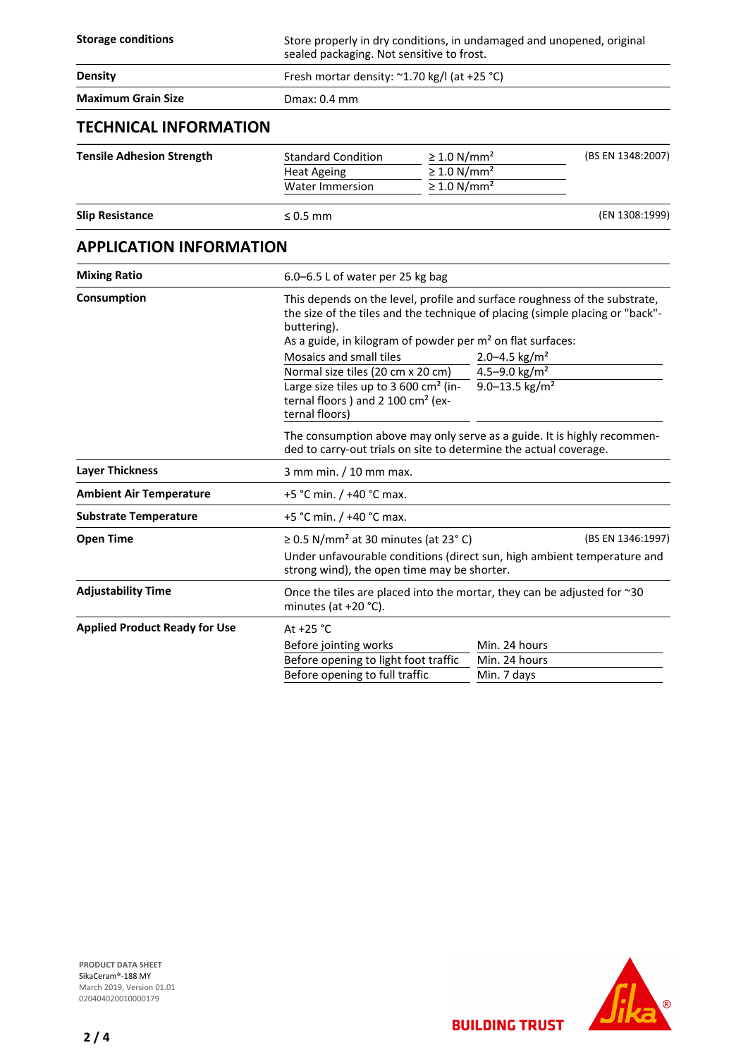| | |
|---|---|
| **Storage conditions** | Store properly in dry conditions, in undamaged and unopened, original sealed packaging. Not sensitive to frost. |
| **Density** | Fresh mortar density: ~1.70 kg/l (at +25 °C) |
| **Maximum Grain Size** | Dmax: 0.4 mm |

## TECHNICAL INFORMATION

| | | | |
|---|---|---|---|
| **Tensile Adhesion Strength** | Standard Condition | ≥ 1.0 N/mm² | (BS EN 1348:2007) |
| | Heat Ageing | ≥ 1.0 N/mm² | |
| | Water Immersion | ≥ 1.0 N/mm² | |
| **Slip Resistance** | ≤ 0.5 mm | | (EN 1308:1999) |

## APPLICATION INFORMATION

**Mixing Ratio**

6.0–6.5 L of water per 25 kg bag

**Consumption**

This depends on the level, profile and surface roughness of the substrate, the size of the tiles and the technique of placing (simple placing or "back"-buttering).
As a guide, in kilogram of powder per m² on flat surfaces:

| | |
|---|---|
| Mosaics and small tiles | 2.0–4.5 kg/m² |
| Normal size tiles (20 cm x 20 cm) | 4.5–9.0 kg/m² |
| Large size tiles up to 3 600 cm² (internal floors ) and 2 100 cm² (external floors) | 9.0–13.5 kg/m² |

The consumption above may only serve as a guide. It is highly recommended to carry-out trials on site to determine the actual coverage.

**Layer Thickness**

3 mm min. / 10 mm max.

**Ambient Air Temperature**

+5 °C min. / +40 °C max.

**Substrate Temperature**

+5 °C min. / +40 °C max.

**Open Time**

≥ 0.5 N/mm² at 30 minutes (at 23° C) (BS EN 1346:1997)

Under unfavourable conditions (direct sun, high ambient temperature and strong wind), the open time may be shorter.

**Adjustability Time**

Once the tiles are placed into the mortar, they can be adjusted for ~30 minutes (at +20 °C).

**Applied Product Ready for Use**

At +25 °C

| | |
|---|---|
| Before jointing works | Min. 24 hours |
| Before opening to light foot traffic | Min. 24 hours |
| Before opening to full traffic | Min. 7 days |

**PRODUCT DATA SHEET**
SikaCeram®-188 MY
March 2019, Version 01.01
020404020010000179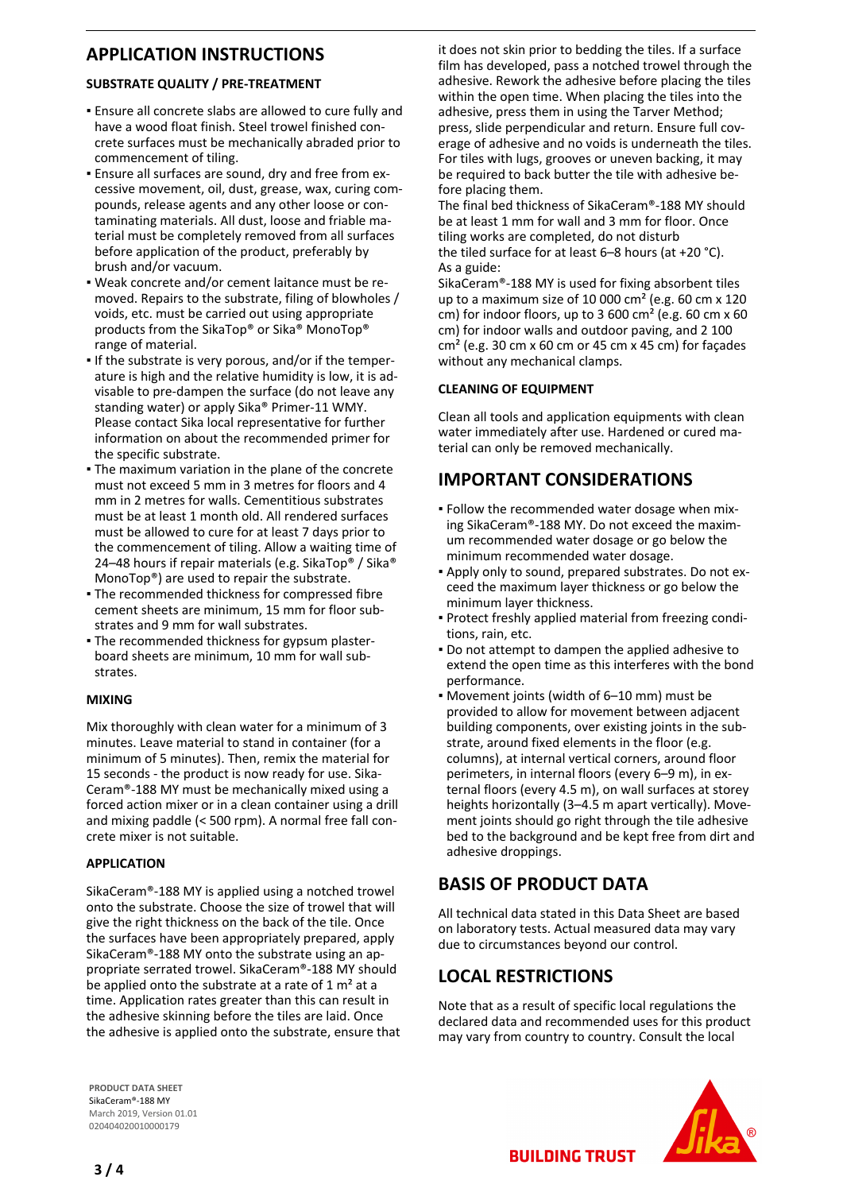# APPLICATION INSTRUCTIONS

### SUBSTRATE QUALITY / PRE-TREATMENT

- Ensure all concrete slabs are allowed to cure fully and have a wood float finish. Steel trowel finished concrete surfaces must be mechanically abraded prior to commencement of tiling.
- Ensure all surfaces are sound, dry and free from excessive movement, oil, dust, grease, wax, curing compounds, release agents and any other loose or contaminating materials. All dust, loose and friable material must be completely removed from all surfaces before application of the product, preferably by brush and/or vacuum.
- Weak concrete and/or cement laitance must be removed. Repairs to the substrate, filing of blowholes / voids, etc. must be carried out using appropriate products from the SikaTop® or Sika® MonoTop® range of material.
- If the substrate is very porous, and/or if the temperature is high and the relative humidity is low, it is advisable to pre-dampen the surface (do not leave any standing water) or apply Sika® Primer-11 WMY. Please contact Sika local representative for further information on about the recommended primer for the specific substrate.
- The maximum variation in the plane of the concrete must not exceed 5 mm in 3 metres for floors and 4 mm in 2 metres for walls. Cementitious substrates must be at least 1 month old. All rendered surfaces must be allowed to cure for at least 7 days prior to the commencement of tiling. Allow a waiting time of 24–48 hours if repair materials (e.g. SikaTop® / Sika® MonoTop®) are used to repair the substrate.
- The recommended thickness for compressed fibre cement sheets are minimum, 15 mm for floor substrates and 9 mm for wall substrates.
- The recommended thickness for gypsum plasterboard sheets are minimum, 10 mm for wall substrates.

### MIXING

Mix thoroughly with clean water for a minimum of 3 minutes. Leave material to stand in container (for a minimum of 5 minutes). Then, remix the material for 15 seconds - the product is now ready for use. SikaCeram®-188 MY must be mechanically mixed using a forced action mixer or in a clean container using a drill and mixing paddle (< 500 rpm). A normal free fall concrete mixer is not suitable.

### APPLICATION

SikaCeram®-188 MY is applied using a notched trowel onto the substrate. Choose the size of trowel that will give the right thickness on the back of the tile. Once the surfaces have been appropriately prepared, apply SikaCeram®-188 MY onto the substrate using an appropriate serrated trowel. SikaCeram®-188 MY should be applied onto the substrate at a rate of 1 m² at a time. Application rates greater than this can result in the adhesive skinning before the tiles are laid. Once the adhesive is applied onto the substrate, ensure that it does not skin prior to bedding the tiles. If a surface film has developed, pass a notched trowel through the adhesive. Rework the adhesive before placing the tiles within the open time. When placing the tiles into the adhesive, press them in using the Tarver Method; press, slide perpendicular and return. Ensure full coverage of adhesive and no voids is underneath the tiles. For tiles with lugs, grooves or uneven backing, it may be required to back butter the tile with adhesive before placing them.

The final bed thickness of SikaCeram®-188 MY should be at least 1 mm for wall and 3 mm for floor. Once tiling works are completed, do not disturb the tiled surface for at least 6–8 hours (at +20 °C).

As a guide:

SikaCeram®-188 MY is used for fixing absorbent tiles up to a maximum size of 10 000 cm² (e.g. 60 cm x 120 cm) for indoor floors, up to 3 600 cm² (e.g. 60 cm x 60 cm) for indoor walls and outdoor paving, and 2 100 cm² (e.g. 30 cm x 60 cm or 45 cm x 45 cm) for façades without any mechanical clamps.

### CLEANING OF EQUIPMENT

Clean all tools and application equipments with clean water immediately after use. Hardened or cured material can only be removed mechanically.

# IMPORTANT CONSIDERATIONS

- Follow the recommended water dosage when mixing SikaCeram®-188 MY. Do not exceed the maximum recommended water dosage or go below the minimum recommended water dosage.
- Apply only to sound, prepared substrates. Do not exceed the maximum layer thickness or go below the minimum layer thickness.
- Protect freshly applied material from freezing conditions, rain, etc.
- Do not attempt to dampen the applied adhesive to extend the open time as this interferes with the bond performance.
- Movement joints (width of 6–10 mm) must be provided to allow for movement between adjacent building components, over existing joints in the substrate, around fixed elements in the floor (e.g. columns), at internal vertical corners, around floor perimeters, in internal floors (every 6–9 m), in external floors (every 4.5 m), on wall surfaces at storey heights horizontally (3–4.5 m apart vertically). Movement joints should go right through the tile adhesive bed to the background and be kept free from dirt and adhesive droppings.

# BASIS OF PRODUCT DATA

All technical data stated in this Data Sheet are based on laboratory tests. Actual measured data may vary due to circumstances beyond our control.

# LOCAL RESTRICTIONS

Note that as a result of specific local regulations the declared data and recommended uses for this product may vary from country to country. Consult the local

**PRODUCT DATA SHEET**
SikaCeram®-188 MY
March 2019, Version 01.01
020404020010000179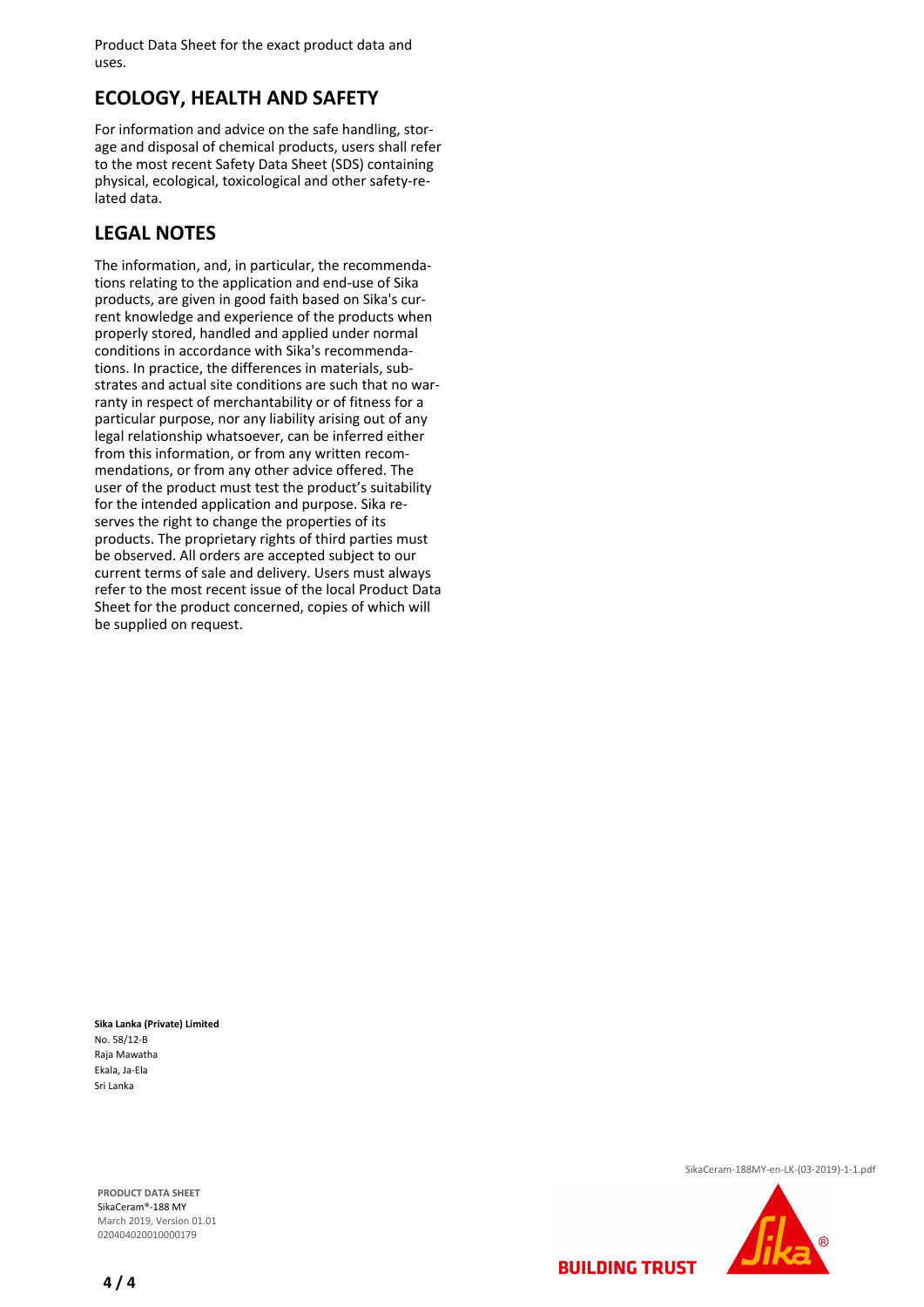Product Data Sheet for the exact product data and uses.

## ECOLOGY, HEALTH AND SAFETY

For information and advice on the safe handling, storage and disposal of chemical products, users shall refer to the most recent Safety Data Sheet (SDS) containing physical, ecological, toxicological and other safety-related data.

## LEGAL NOTES

The information, and, in particular, the recommendations relating to the application and end-use of Sika products, are given in good faith based on Sika's current knowledge and experience of the products when properly stored, handled and applied under normal conditions in accordance with Sika's recommendations. In practice, the differences in materials, substrates and actual site conditions are such that no warranty in respect of merchantability or of fitness for a particular purpose, nor any liability arising out of any legal relationship whatsoever, can be inferred either from this information, or from any written recommendations, or from any other advice offered. The user of the product must test the product's suitability for the intended application and purpose. Sika reserves the right to change the properties of its products. The proprietary rights of third parties must be observed. All orders are accepted subject to our current terms of sale and delivery. Users must always refer to the most recent issue of the local Product Data Sheet for the product concerned, copies of which will be supplied on request.

**Sika Lanka (Private) Limited**
No. 58/12-B
Raja Mawatha
Ekala, Ja-Ela
Sri Lanka

SikaCeram-188MY-en-LK-(03-2019)-1-1.pdf

**PRODUCT DATA SHEET**
SikaCeram®-188 MY
March 2019, Version 01.01
020404020010000179

**BUILDING TRUST**